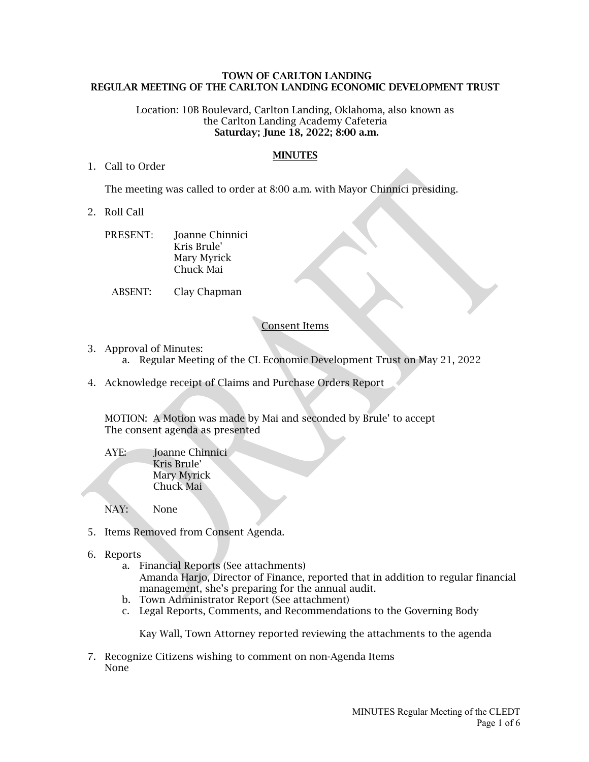**TOWN OF CARLTON LANDING**
**REGULAR MEETING OF THE CARLTON LANDING ECONOMIC DEVELOPMENT TRUST**

Location: 10B Boulevard, Carlton Landing, Oklahoma, also known as the Carlton Landing Academy Cafeteria
**Saturday; June 18, 2022; 8:00 a.m.**

**MINUTES**

1. Call to Order

   The meeting was called to order at 8:00 a.m. with Mayor Chinnici presiding.

2. Roll Call

   PRESENT: Joanne Chinnici
   Kris Brule'
   Mary Myrick
   Chuck Mai

   ABSENT: Clay Chapman

Consent Items

3. Approval of Minutes:
   a. Regular Meeting of the CL Economic Development Trust on May 21, 2022

4. Acknowledge receipt of Claims and Purchase Orders Report

   MOTION: A Motion was made by Mai and seconded by Brule' to accept The consent agenda as presented

   AYE: Joanne Chinnici
   Kris Brule'
   Mary Myrick
   Chuck Mai

   NAY: None

5. Items Removed from Consent Agenda.

6. Reports
   a. Financial Reports (See attachments)
      Amanda Harjo, Director of Finance, reported that in addition to regular financial management, she's preparing for the annual audit.
   b. Town Administrator Report (See attachment)
   c. Legal Reports, Comments, and Recommendations to the Governing Body

      Kay Wall, Town Attorney reported reviewing the attachments to the agenda

7. Recognize Citizens wishing to comment on non-Agenda Items
   None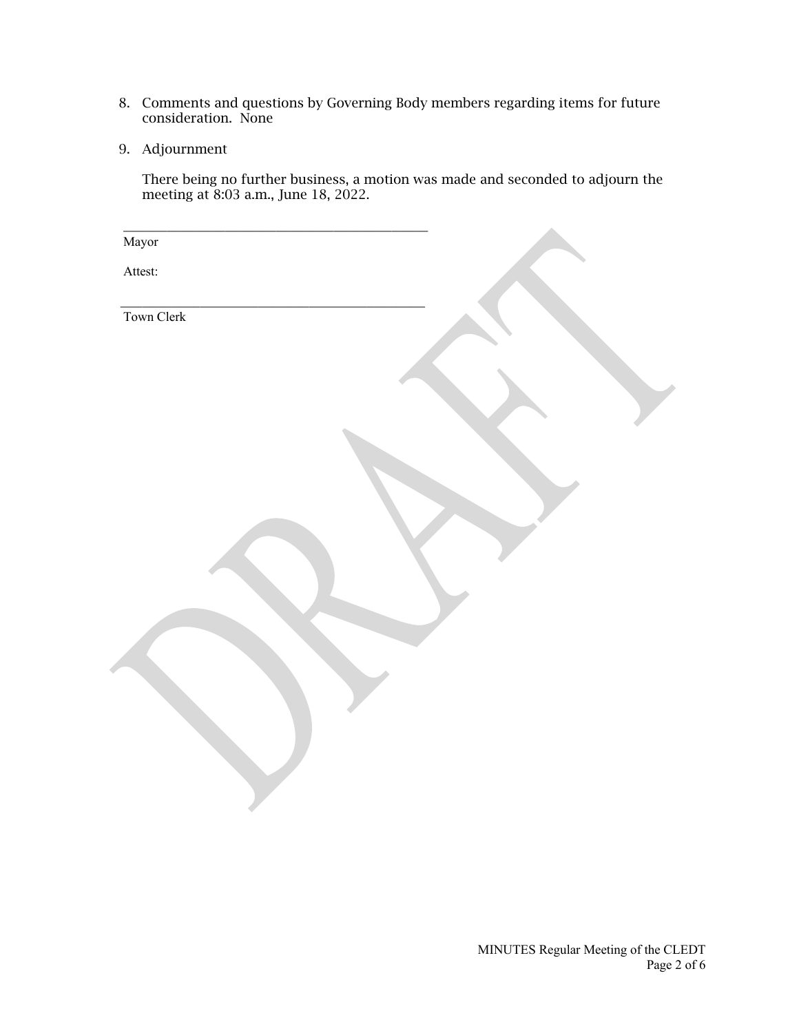8. Comments and questions by Governing Body members regarding items for future consideration. None

9. Adjournment

   There being no further business, a motion was made and seconded to adjourn the meeting at 8:03 a.m., June 18, 2022.

_______________________________________________
Mayor

Attest:

_______________________________________________
Town Clerk

DRAFT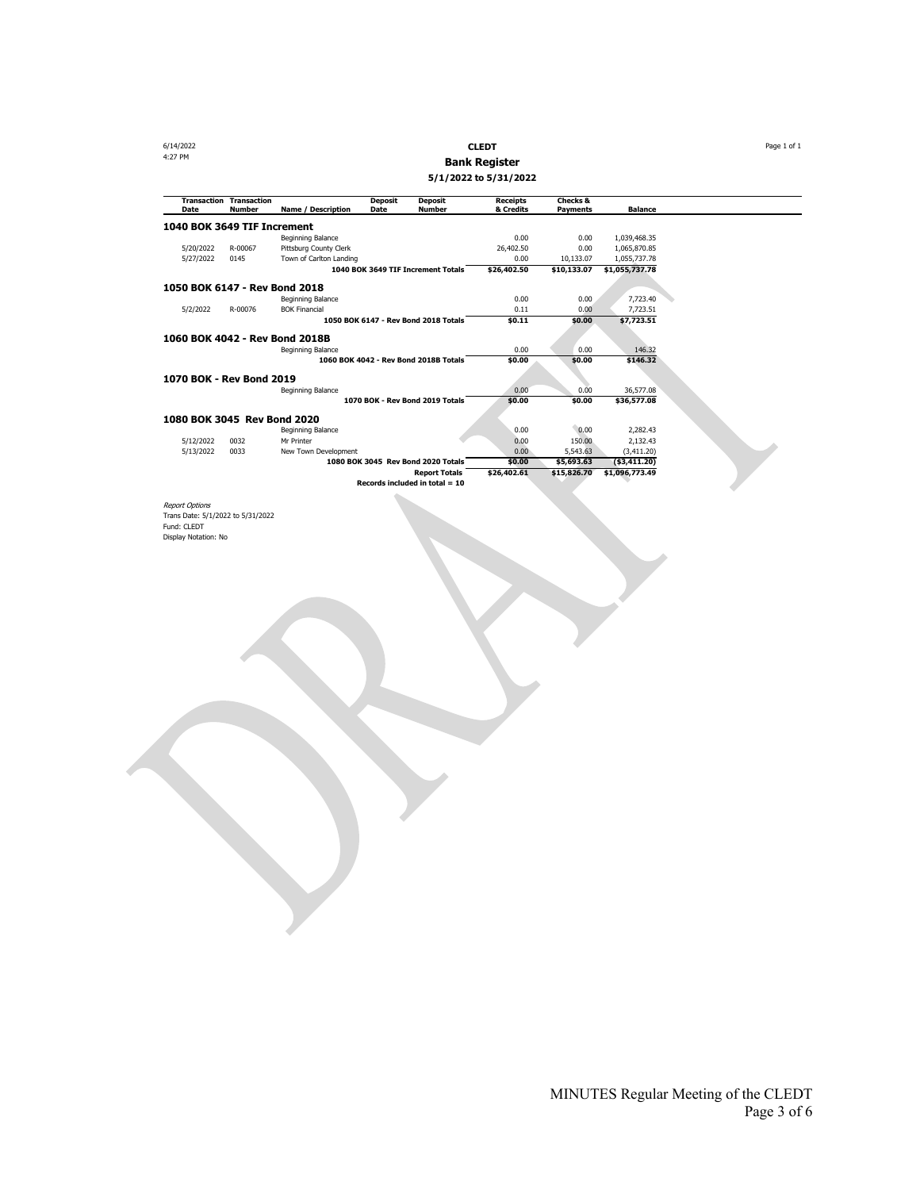6/14/2022
4:27 PM

**CLEDT**
**Bank Register**
**5/1/2022 to 5/31/2022**

| Transaction Date | Transaction Number | Name / Description | Deposit Date | Deposit Number | Receipts & Credits | Checks & Payments | Balance |
|---|---|---|---|---|---|---|---|
| **1040 BOK 3649 TIF Increment** | | | | | | | |
| | | Beginning Balance | | | 0.00 | 0.00 | 1,039,468.35 |
| 5/20/2022 | R-00067 | Pittsburg County Clerk | | | 26,402.50 | 0.00 | 1,065,870.85 |
| 5/27/2022 | 0145 | Town of Carlton Landing | | | 0.00 | 10,133.07 | 1,055,737.78 |
| | | | **1040 BOK 3649 TIF Increment Totals** | | **$26,402.50** | **$10,133.07** | **$1,055,737.78** |
| **1050 BOK 6147 - Rev Bond 2018** | | | | | | | |
| | | Beginning Balance | | | 0.00 | 0.00 | 7,723.40 |
| 5/2/2022 | R-00076 | BOK Financial | | | 0.11 | 0.00 | 7,723.51 |
| | | | **1050 BOK 6147 - Rev Bond 2018 Totals** | | **$0.11** | **$0.00** | **$7,723.51** |
| **1060 BOK 4042 - Rev Bond 2018B** | | | | | | | |
| | | Beginning Balance | | | 0.00 | 0.00 | 146.32 |
| | | | **1060 BOK 4042 - Rev Bond 2018B Totals** | | **$0.00** | **$0.00** | **$146.32** |
| **1070 BOK - Rev Bond 2019** | | | | | | | |
| | | Beginning Balance | | | 0.00 | 0.00 | 36,577.08 |
| | | | **1070 BOK - Rev Bond 2019 Totals** | | **$0.00** | **$0.00** | **$36,577.08** |
| **1080 BOK 3045 Rev Bond 2020** | | | | | | | |
| | | Beginning Balance | | | 0.00 | 0.00 | 2,282.43 |
| 5/12/2022 | 0032 | Mr Printer | | | 0.00 | 150.00 | 2,132.43 |
| 5/13/2022 | 0033 | New Town Development | | | 0.00 | 5,543.63 | (3,411.20) |
| | | | **1080 BOK 3045 Rev Bond 2020 Totals** | | **$0.00** | **$5,693.63** | **($3,411.20)** |
| | | | **Report Totals** | | **$26,402.61** | **$15,826.70** | **$1,096,773.49** |
| | | | **Records included in total = 10** | | | | |

*Report Options*
Trans Date: 5/1/2022 to 5/31/2022
Fund: CLEDT
Display Notation: No

DRAFT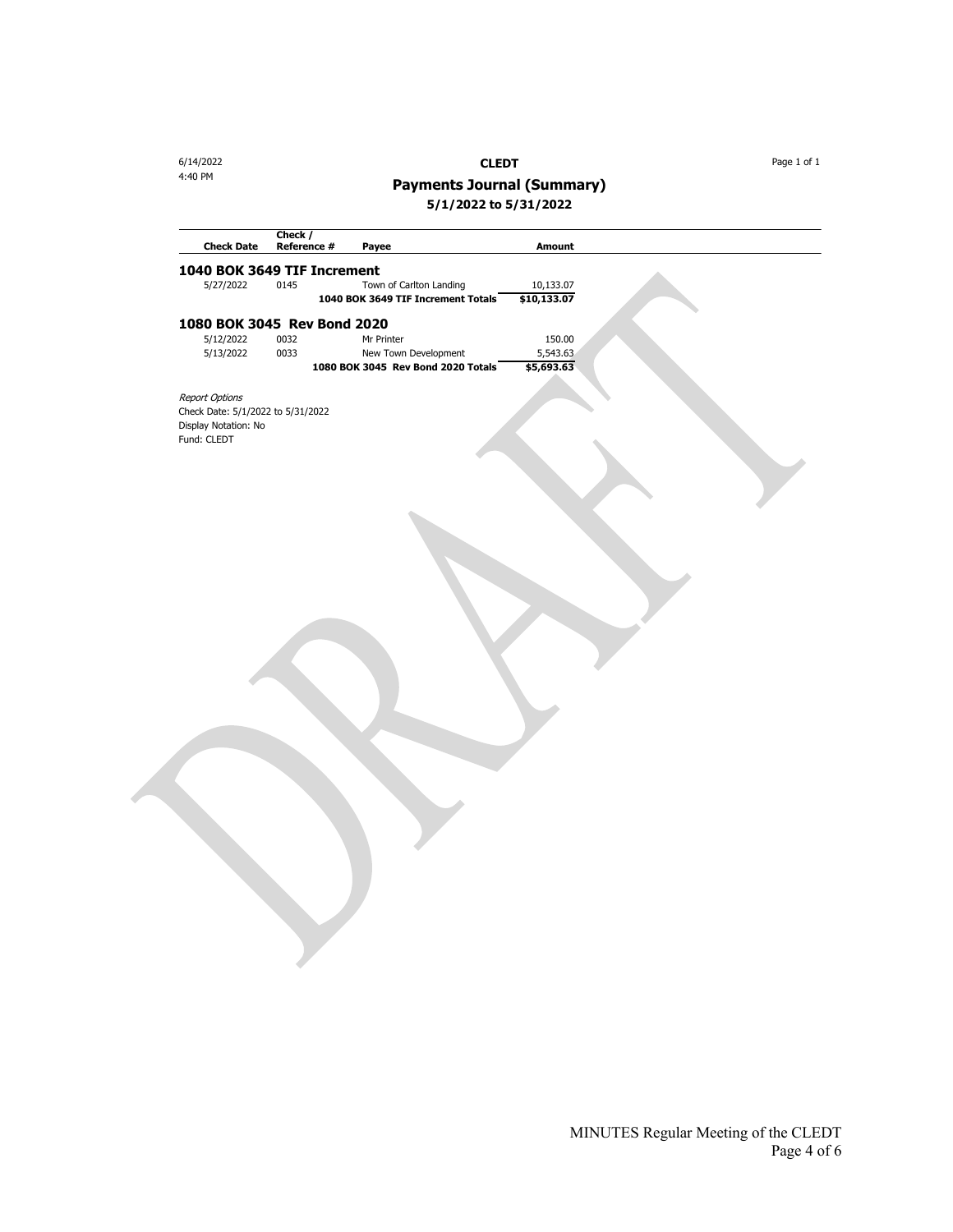6/14/2022
4:40 PM

**CLEDT**

## Payments Journal (Summary)

### 5/1/2022 to 5/31/2022

| Check Date | Check / Reference # | Payee | Amount |
|---|---|---|---|
| **1040 BOK 3649 TIF Increment** | | | |
| 5/27/2022 | 0145 | Town of Carlton Landing | 10,133.07 |
| | | **1040 BOK 3649 TIF Increment Totals** | **$10,133.07** |
| **1080 BOK 3045 Rev Bond 2020** | | | |
| 5/12/2022 | 0032 | Mr Printer | 150.00 |
| 5/13/2022 | 0033 | New Town Development | 5,543.63 |
| | | **1080 BOK 3045 Rev Bond 2020 Totals** | **$5,693.63** |

*Report Options*
Check Date: 5/1/2022 to 5/31/2022
Display Notation: No
Fund: CLEDT

DRAFT

MINUTES Regular Meeting of the CLEDT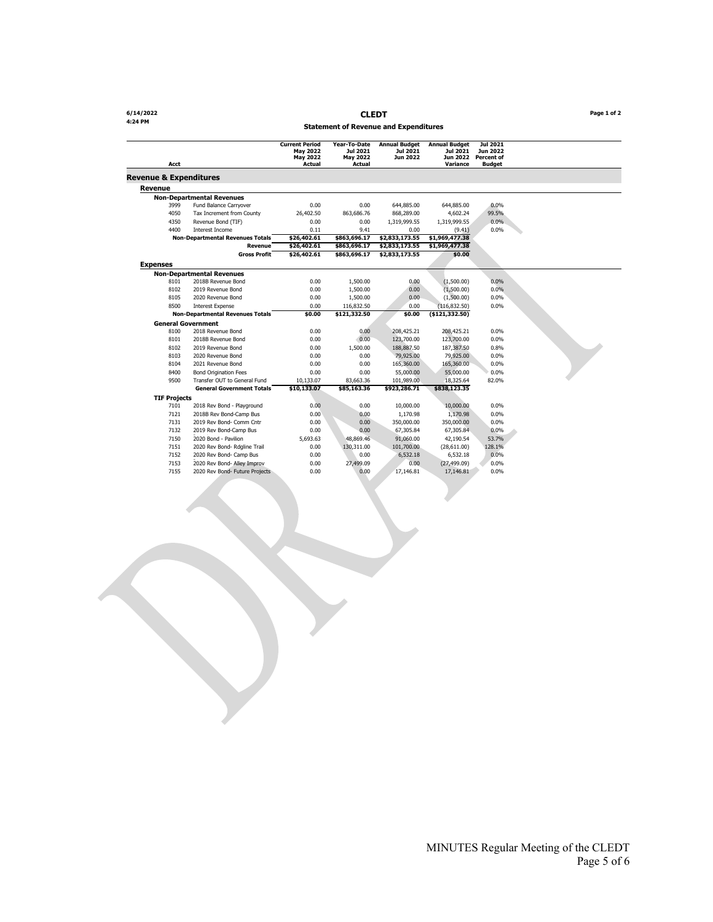6/14/2022
4:24 PM

# CLEDT

## Statement of Revenue and Expenditures

| Acct | | Current Period May 2022 May 2022 Actual | Year-To-Date Jul 2021 May 2022 Actual | Annual Budget Jul 2021 Jun 2022 | Annual Budget Jul 2021 Jun 2022 Variance | Jul 2021 Jun 2022 Percent of Budget |
|---|---|---|---|---|---|---|
| **Revenue & Expenditures** | | | | | | |
| **Revenue** | | | | | | |
| **Non-Departmental Revenues** | | | | | | |
| 3999 | Fund Balance Carryover | 0.00 | 0.00 | 644,885.00 | 644,885.00 | 0.0% |
| 4050 | Tax Increment from County | 26,402.50 | 863,686.76 | 868,289.00 | 4,602.24 | 99.5% |
| 4350 | Revenue Bond (TIF) | 0.00 | 0.00 | 1,319,999.55 | 1,319,999.55 | 0.0% |
| 4400 | Interest Income | 0.11 | 9.41 | 0.00 | (9.41) | 0.0% |
| | **Non-Departmental Revenues Totals** | **$26,402.61** | **$863,696.17** | **$2,833,173.55** | **$1,969,477.38** | |
| | **Revenue** | **$26,402.61** | **$863,696.17** | **$2,833,173.55** | **$1,969,477.38** | |
| | **Gross Profit** | **$26,402.61** | **$863,696.17** | **$2,833,173.55** | **$0.00** | |
| **Expenses** | | | | | | |
| **Non-Departmental Revenues** | | | | | | |
| 8101 | 2018B Revenue Bond | 0.00 | 1,500.00 | 0.00 | (1,500.00) | 0.0% |
| 8102 | 2019 Revenue Bond | 0.00 | 1,500.00 | 0.00 | (1,500.00) | 0.0% |
| 8105 | 2020 Revenue Bond | 0.00 | 1,500.00 | 0.00 | (1,500.00) | 0.0% |
| 8500 | Interest Expense | 0.00 | 116,832.50 | 0.00 | (116,832.50) | 0.0% |
| | **Non-Departmental Revenues Totals** | **$0.00** | **$121,332.50** | **$0.00** | **($121,332.50)** | |
| **General Government** | | | | | | |
| 8100 | 2018 Revenue Bond | 0.00 | 0.00 | 208,425.21 | 208,425.21 | 0.0% |
| 8101 | 2018B Revenue Bond | 0.00 | 0.00 | 123,700.00 | 123,700.00 | 0.0% |
| 8102 | 2019 Revenue Bond | 0.00 | 1,500.00 | 188,887.50 | 187,387.50 | 0.8% |
| 8103 | 2020 Revenue Bond | 0.00 | 0.00 | 79,925.00 | 79,925.00 | 0.0% |
| 8104 | 2021 Revenue Bond | 0.00 | 0.00 | 165,360.00 | 165,360.00 | 0.0% |
| 8400 | Bond Origination Fees | 0.00 | 0.00 | 55,000.00 | 55,000.00 | 0.0% |
| 9500 | Transfer OUT to General Fund | 10,133.07 | 83,663.36 | 101,989.00 | 18,325.64 | 82.0% |
| | **General Government Totals** | **$10,133.07** | **$85,163.36** | **$923,286.71** | **$838,123.35** | |
| **TIF Projects** | | | | | | |
| 7101 | 2018 Rev Bond - Playground | 0.00 | 0.00 | 10,000.00 | 10,000.00 | 0.0% |
| 7121 | 2018B Rev Bond-Camp Bus | 0.00 | 0.00 | 1,170.98 | 1,170.98 | 0.0% |
| 7131 | 2019 Rev Bond- Comm Cntr | 0.00 | 0.00 | 350,000.00 | 350,000.00 | 0.0% |
| 7132 | 2019 Rev Bond-Camp Bus | 0.00 | 0.00 | 67,305.84 | 67,305.84 | 0.0% |
| 7150 | 2020 Bond - Pavilion | 5,693.63 | 48,869.46 | 91,060.00 | 42,190.54 | 53.7% |
| 7151 | 2020 Rev Bond- Rdgline Trail | 0.00 | 130,311.00 | 101,700.00 | (28,611.00) | 128.1% |
| 7152 | 2020 Rev Bond- Camp Bus | 0.00 | 0.00 | 6,532.18 | 6,532.18 | 0.0% |
| 7153 | 2020 Rev Bond- Alley Improv | 0.00 | 27,499.09 | 0.00 | (27,499.09) | 0.0% |
| 7155 | 2020 Rev Bond- Future Projects | 0.00 | 0.00 | 17,146.81 | 17,146.81 | 0.0% |

DRAFT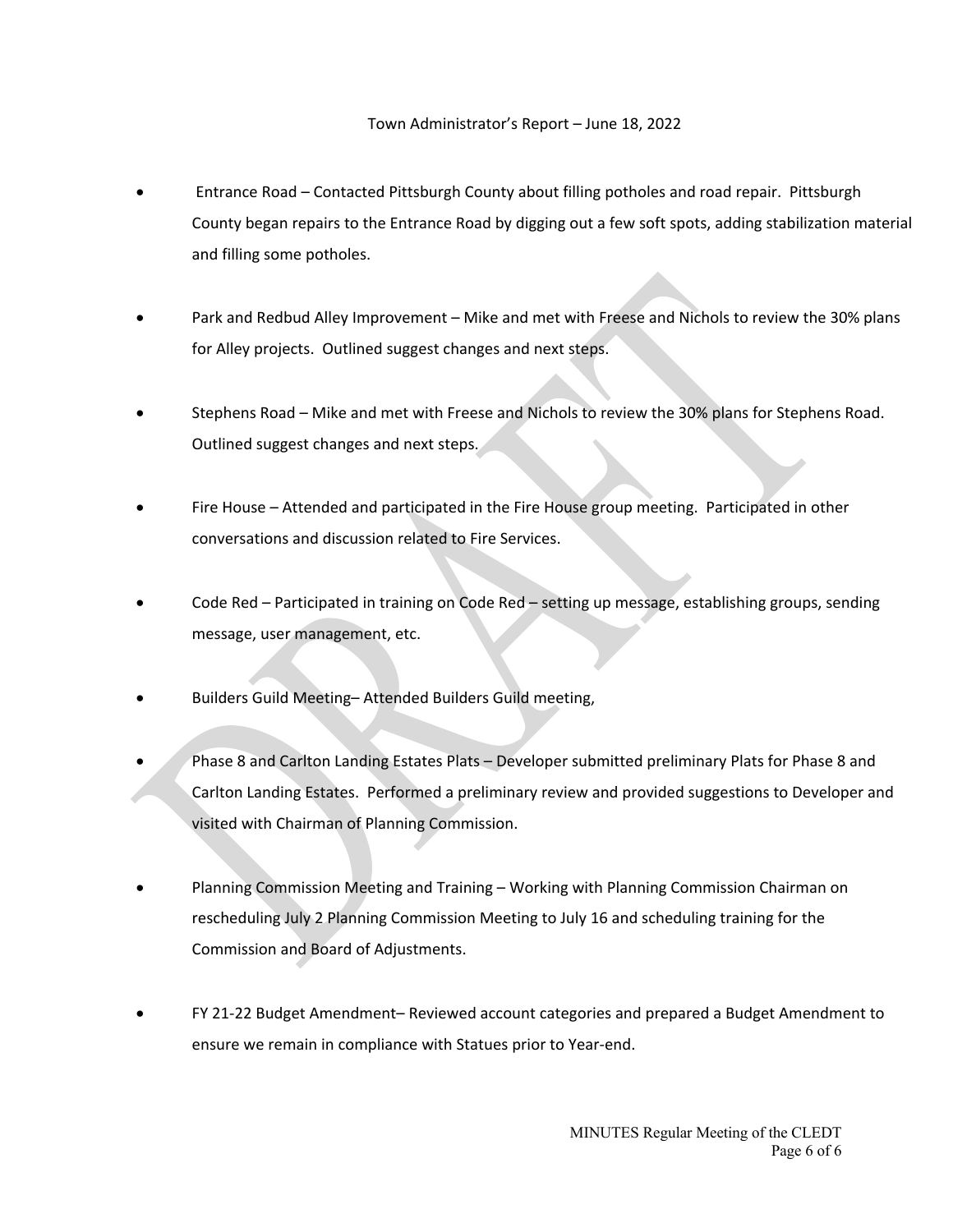Town Administrator's Report – June 18, 2022

- Entrance Road – Contacted Pittsburgh County about filling potholes and road repair. Pittsburgh County began repairs to the Entrance Road by digging out a few soft spots, adding stabilization material and filling some potholes.
- Park and Redbud Alley Improvement – Mike and met with Freese and Nichols to review the 30% plans for Alley projects. Outlined suggest changes and next steps.
- Stephens Road – Mike and met with Freese and Nichols to review the 30% plans for Stephens Road. Outlined suggest changes and next steps.
- Fire House – Attended and participated in the Fire House group meeting. Participated in other conversations and discussion related to Fire Services.
- Code Red – Participated in training on Code Red – setting up message, establishing groups, sending message, user management, etc.
- Builders Guild Meeting– Attended Builders Guild meeting,
- Phase 8 and Carlton Landing Estates Plats – Developer submitted preliminary Plats for Phase 8 and Carlton Landing Estates. Performed a preliminary review and provided suggestions to Developer and visited with Chairman of Planning Commission.
- Planning Commission Meeting and Training – Working with Planning Commission Chairman on rescheduling July 2 Planning Commission Meeting to July 16 and scheduling training for the Commission and Board of Adjustments.
- FY 21-22 Budget Amendment– Reviewed account categories and prepared a Budget Amendment to ensure we remain in compliance with Statues prior to Year-end.